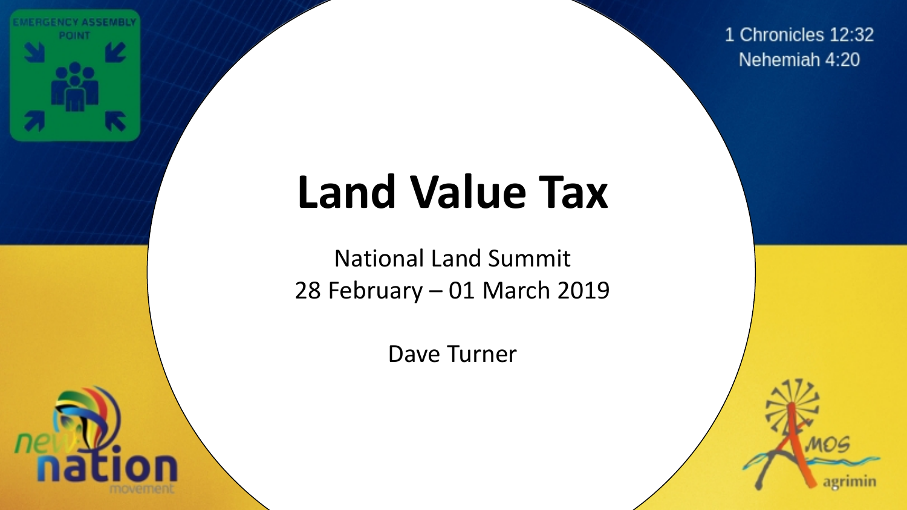EMERGENCY ASSEMBLY POINT

1 Chronicles 12:32
Nehemiah 4:20

# Land Value Tax

National Land Summit
28 February – 01 March 2019

Dave Turner

new nation movement

AMOS agrimin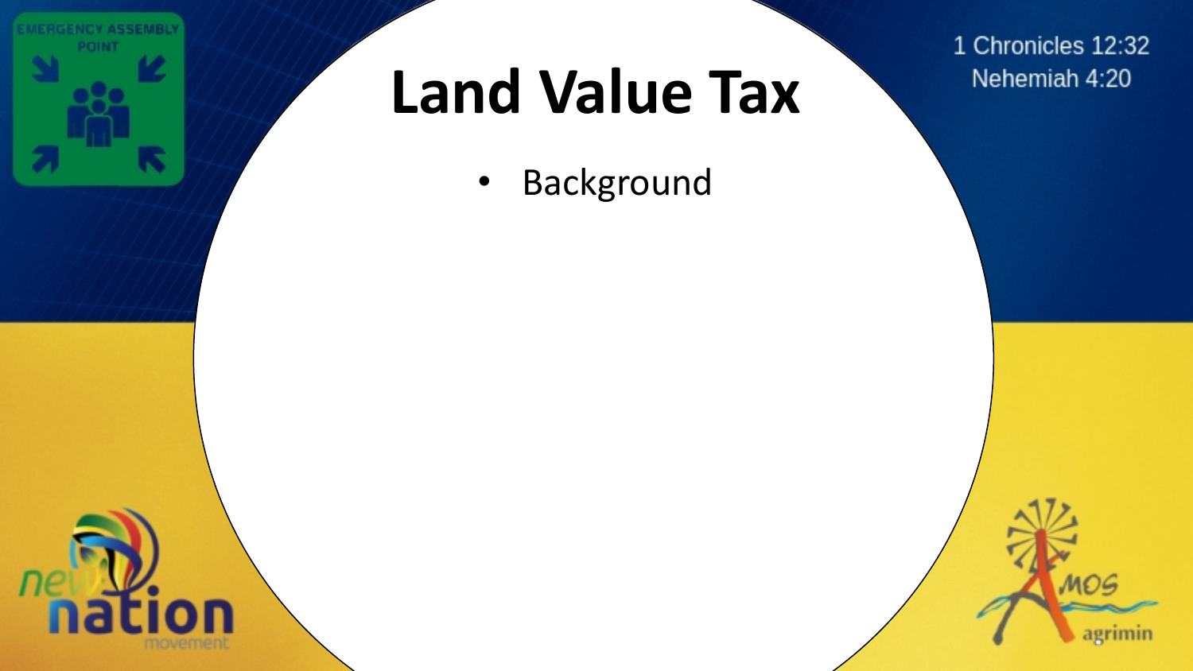# Land Value Tax

- Background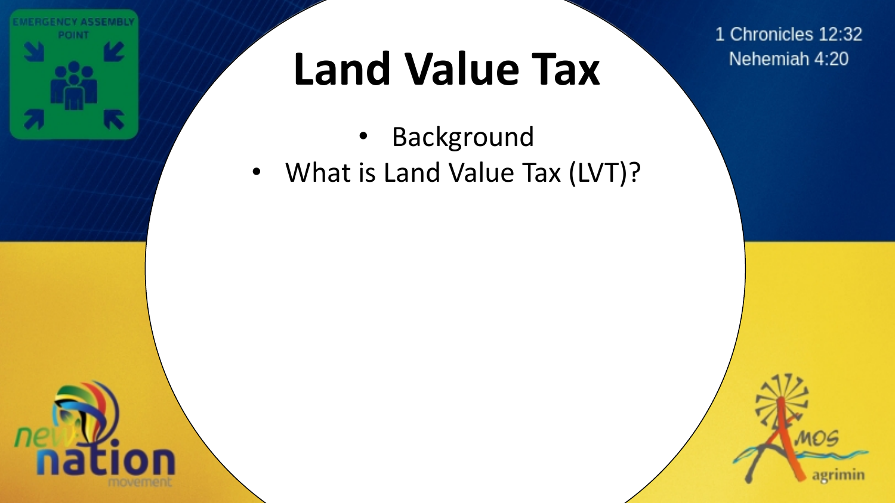# Land Value Tax

1 Chronicles 12:32
Nehemiah 4:20

- Background
- What is Land Value Tax (LVT)?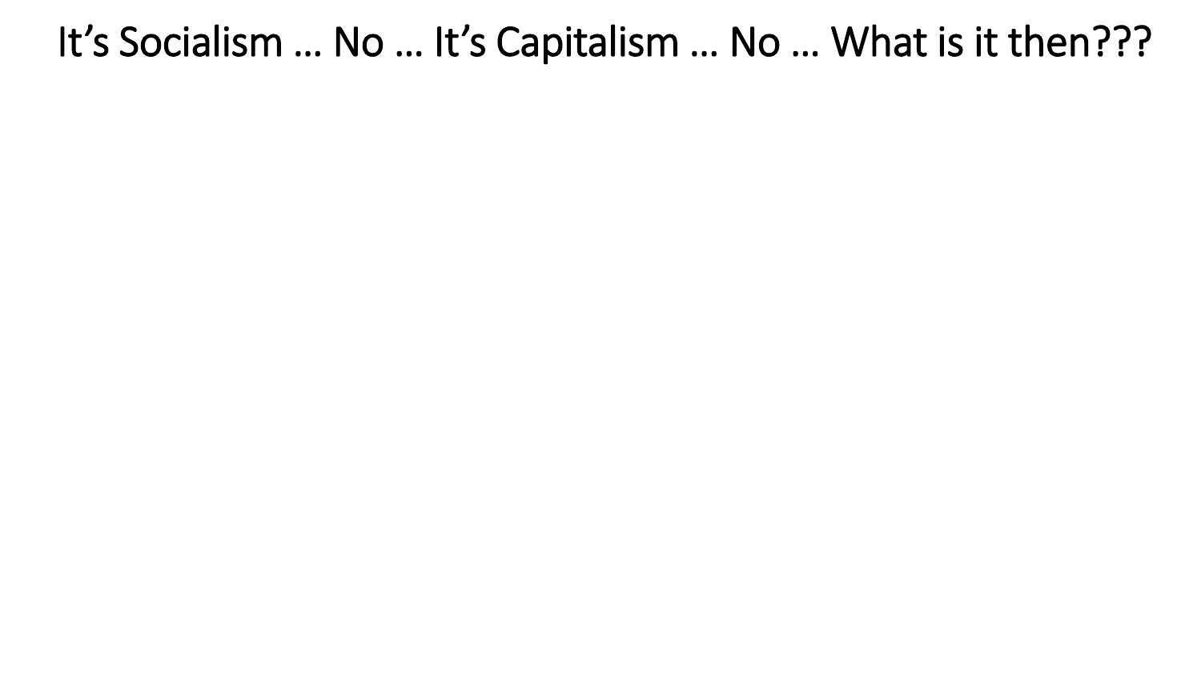# It’s Socialism … No … It’s Capitalism … No … What is it then???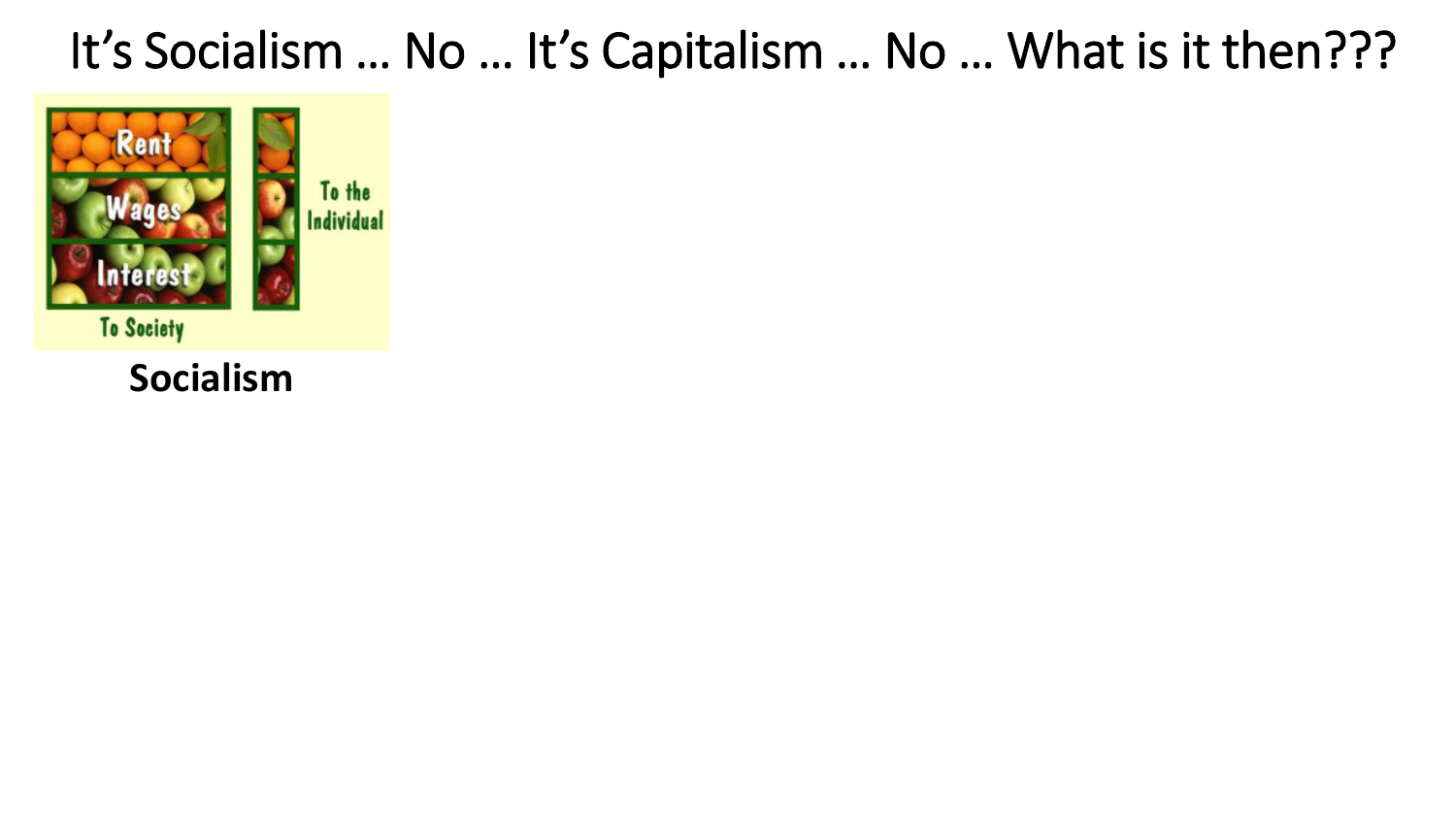# It's Socialism … No … It's Capitalism … No … What is it then???

Rent

Wages

Interest

To Society

To the Individual

**Socialism**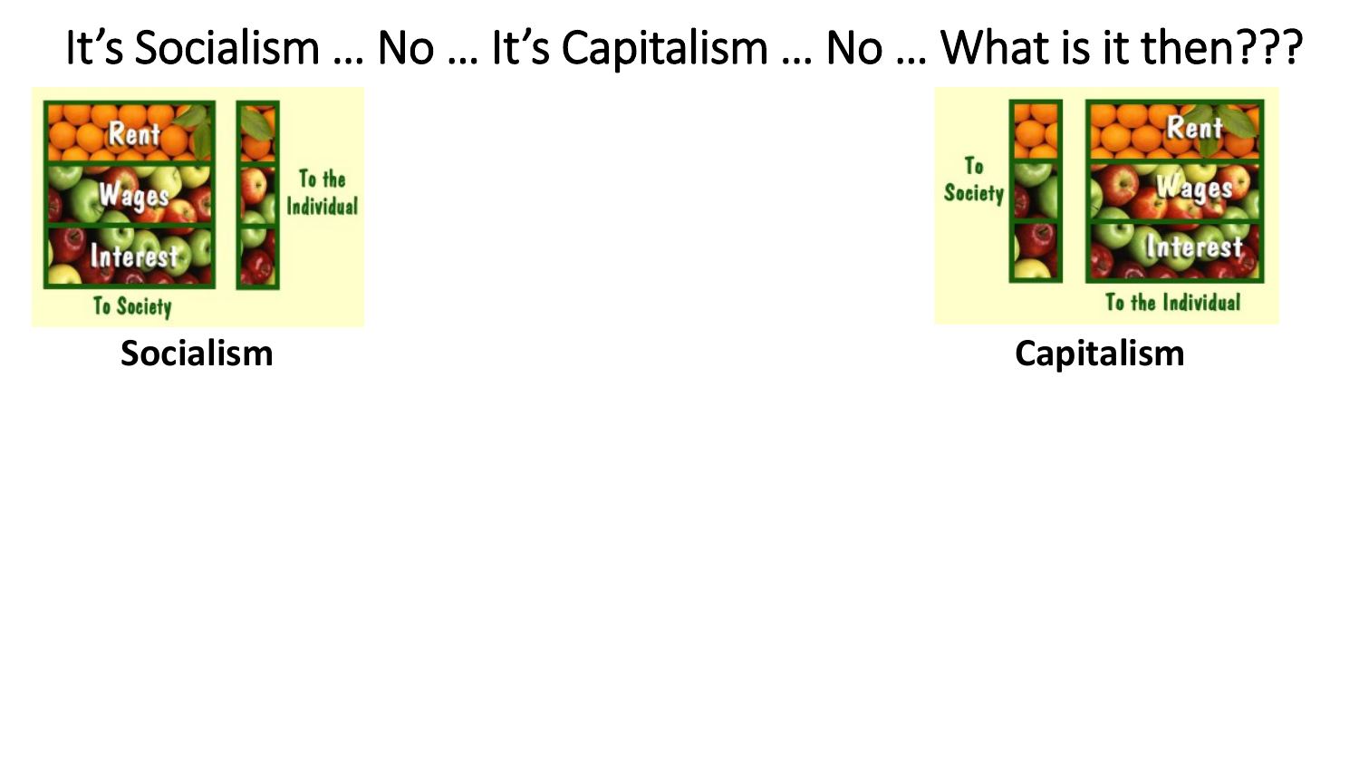# It's Socialism … No … It's Capitalism … No … What is it then???

Rent
Wages
Interest
To Society
To the Individual

**Socialism**

To Society
Rent
Wages
Interest
To the Individual

**Capitalism**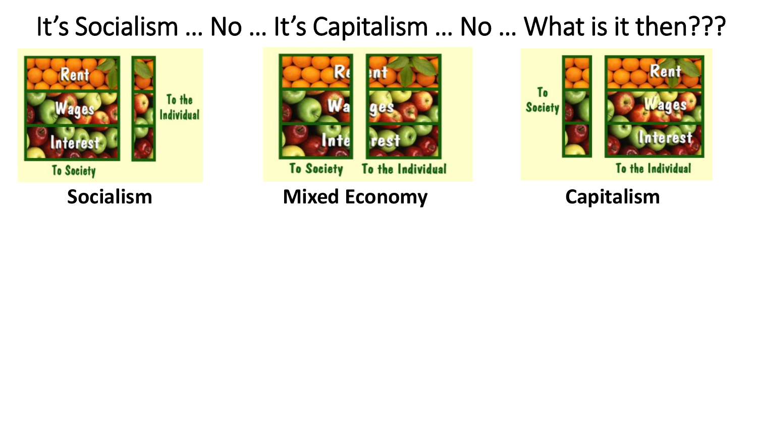# It’s Socialism … No … It’s Capitalism … No … What is it then???

| Rent | |
|---|---|
| Wages | To the Individual |
| Interest | |
| To Society | |

**Socialism**

| Rent | |
|---|---|
| Wages | |
| Interest | |
| To Society | To the Individual |

**Mixed Economy**

| | Rent |
|---|---|
| To Society | Wages |
| | Interest |
| | To the Individual |

**Capitalism**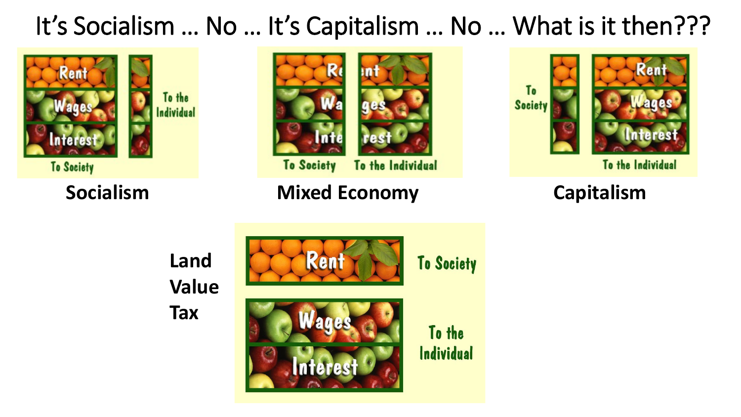# It's Socialism … No … It's Capitalism … No … What is it then???

**Socialism**

- Rent, Wages, Interest — To Society
- To the Individual

**Mixed Economy**

- Rent, Wages, Interest — To Society
- Rent, Wages, Interest — To the Individual

**Capitalism**

- To Society
- Rent, Wages, Interest — To the Individual

**Land Value Tax**

- Rent — To Society
- Wages, Interest — To the Individual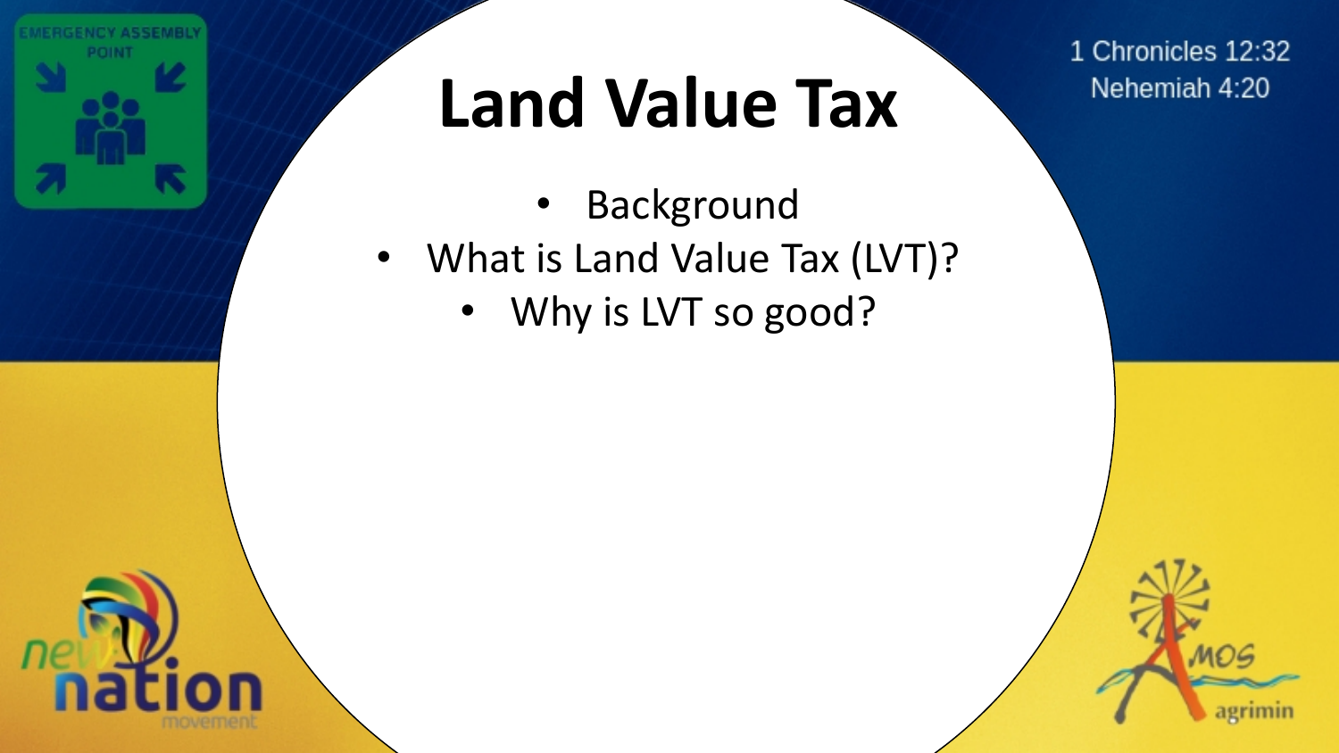1 Chronicles 12:32
Nehemiah 4:20

# Land Value Tax

- Background
- What is Land Value Tax (LVT)?
- Why is LVT so good?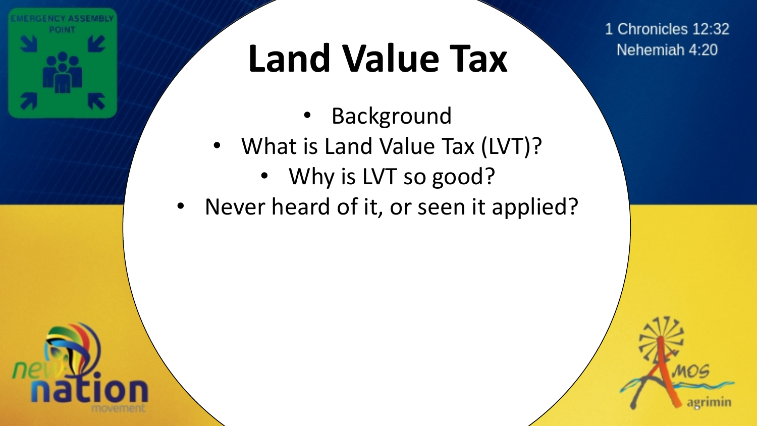1 Chronicles 12:32
Nehemiah 4:20

# Land Value Tax

- Background
- What is Land Value Tax (LVT)?
- Why is LVT so good?
- Never heard of it, or seen it applied?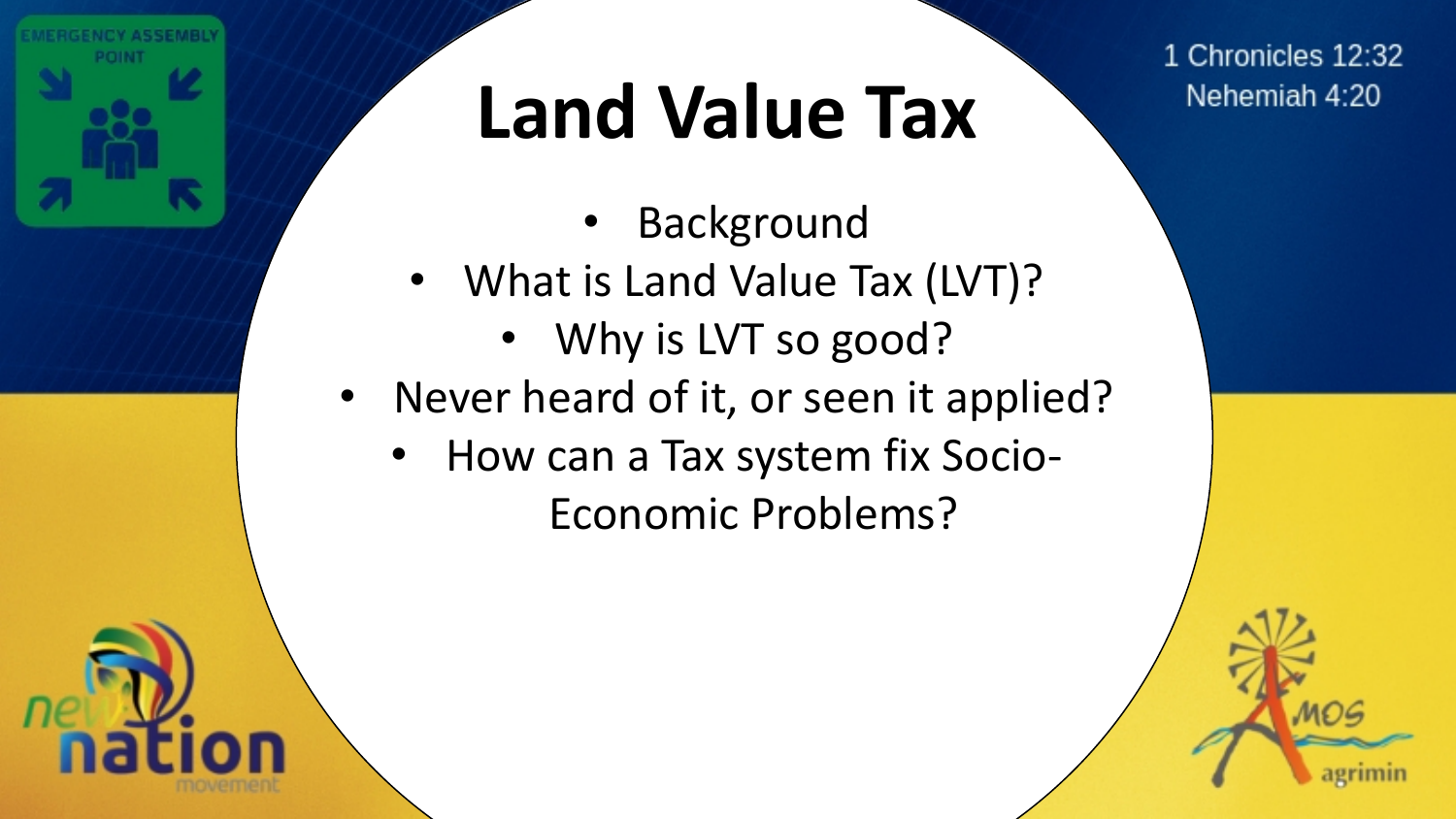# Land Value Tax

1 Chronicles 12:32
Nehemiah 4:20

- Background
- What is Land Value Tax (LVT)?
- Why is LVT so good?
- Never heard of it, or seen it applied?
- How can a Tax system fix Socio-Economic Problems?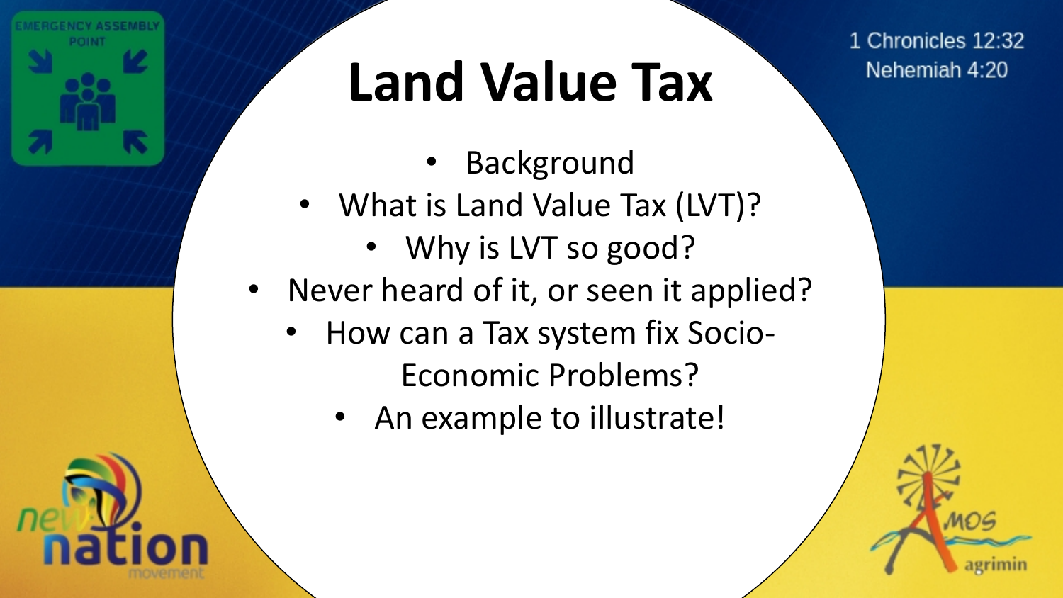1 Chronicles 12:32
Nehemiah 4:20

# Land Value Tax

- Background
- What is Land Value Tax (LVT)?
- Why is LVT so good?
- Never heard of it, or seen it applied?
- How can a Tax system fix Socio-Economic Problems?
- An example to illustrate!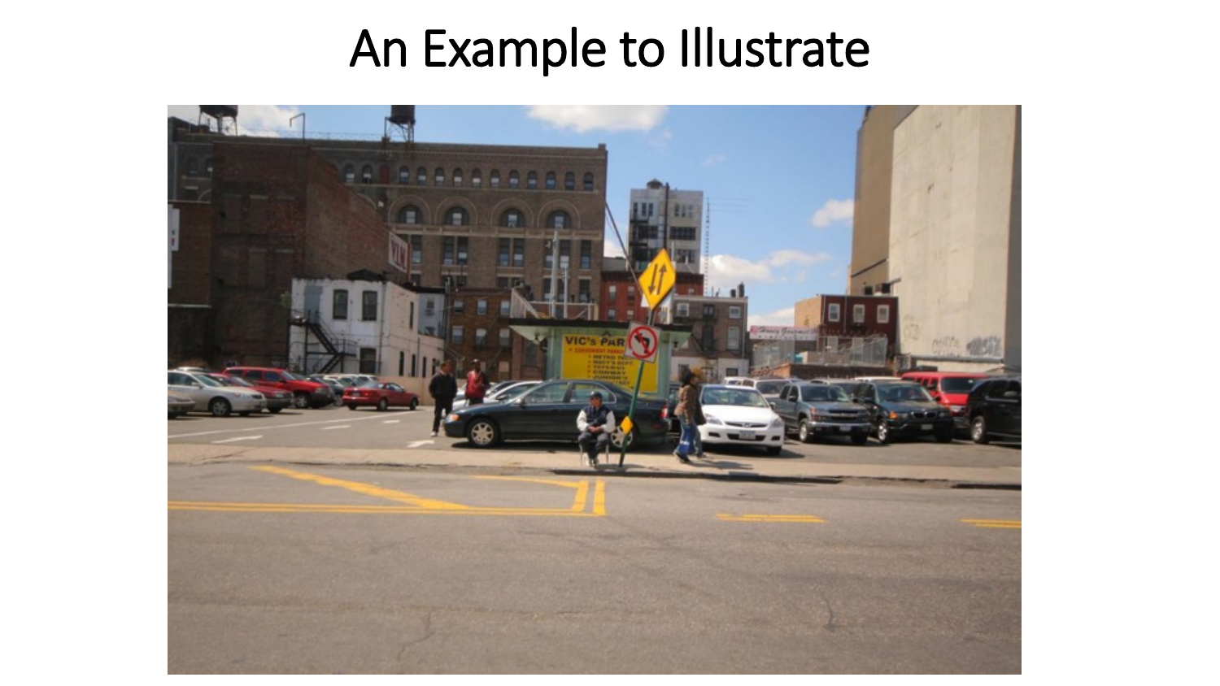# An Example to Illustrate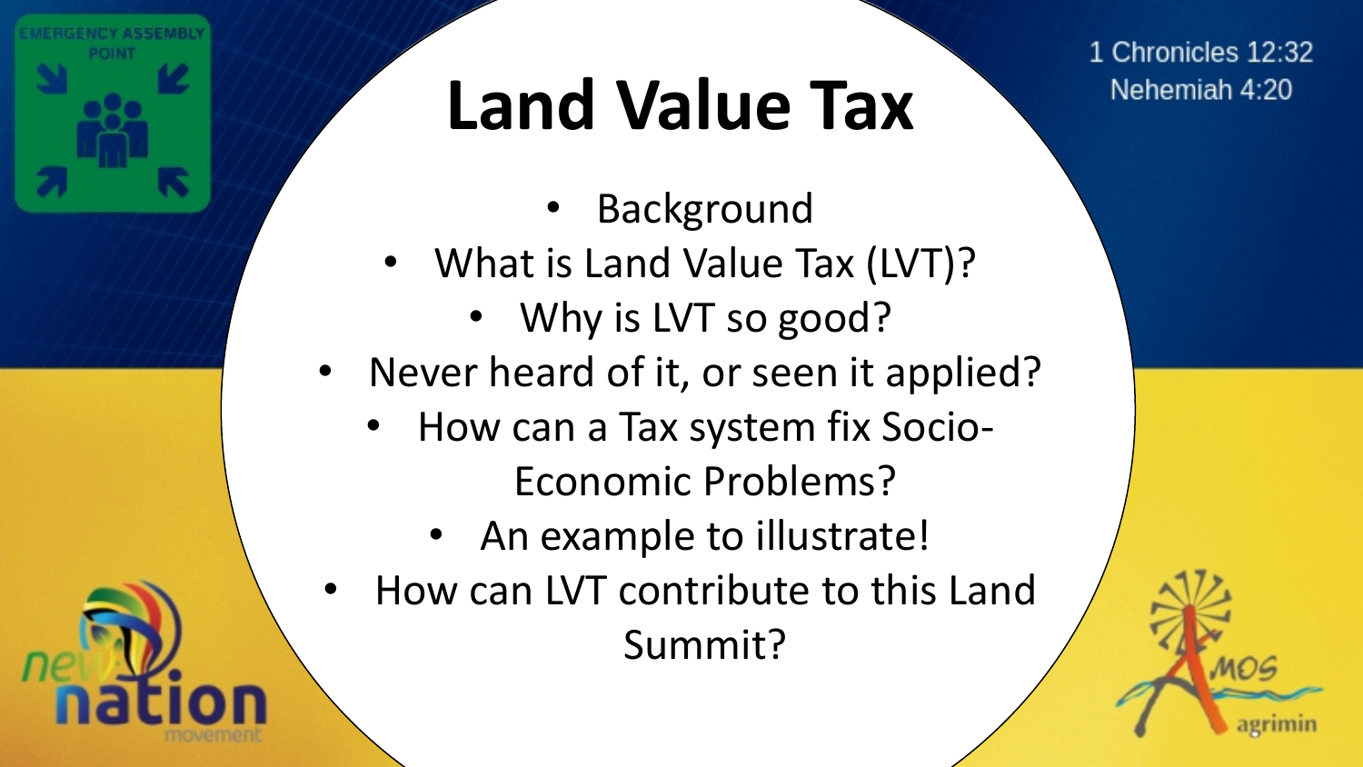1 Chronicles 12:32
Nehemiah 4:20

# Land Value Tax

- Background
- What is Land Value Tax (LVT)?
- Why is LVT so good?
- Never heard of it, or seen it applied?
- How can a Tax system fix Socio-Economic Problems?
- An example to illustrate!
- How can LVT contribute to this Land Summit?